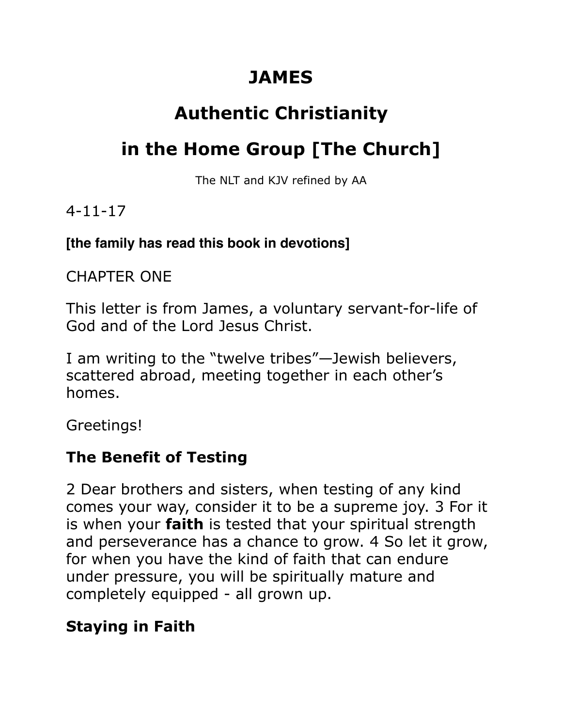# JAMES

# Authentic Christianity

# in the Home Group [The Church]

The NLT and KJV refined by AA

4-11-17

**[the family has read this book in devotions]**

CHAPTER ONE

This letter is from James, a voluntary servant-for-life of God and of the Lord Jesus Christ.

I am writing to the "twelve tribes"—Jewish believers, scattered abroad, meeting together in each other's homes.

Greetings!

## The Benefit of Testing

2 Dear brothers and sisters, when testing of any kind comes your way, consider it to be a supreme joy. 3 For it is when your **faith** is tested that your spiritual strength and perseverance has a chance to grow. 4 So let it grow, for when you have the kind of faith that can endure under pressure, you will be spiritually mature and completely equipped - all grown up.

## Staying in Faith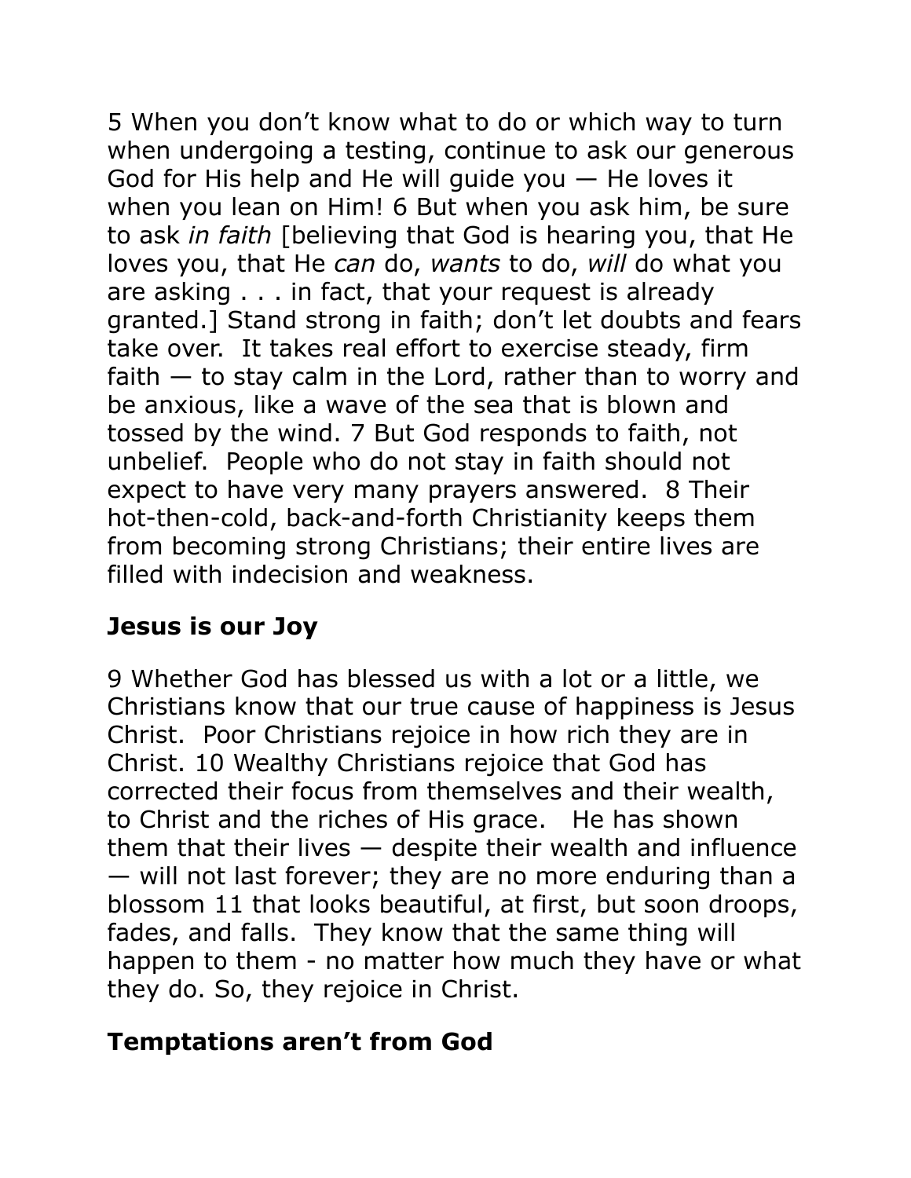5 When you don't know what to do or which way to turn when undergoing a testing, continue to ask our generous God for His help and He will guide you — He loves it when you lean on Him! 6 But when you ask him, be sure to ask *in faith* [believing that God is hearing you, that He loves you, that He *can* do, *wants* to do, *will* do what you are asking . . . in fact, that your request is already granted.] Stand strong in faith; don't let doubts and fears take over. It takes real effort to exercise steady, firm faith — to stay calm in the Lord, rather than to worry and be anxious, like a wave of the sea that is blown and tossed by the wind. 7 But God responds to faith, not unbelief. People who do not stay in faith should not expect to have very many prayers answered. 8 Their hot-then-cold, back-and-forth Christianity keeps them from becoming strong Christians; their entire lives are filled with indecision and weakness.

## Jesus is our Joy

9 Whether God has blessed us with a lot or a little, we Christians know that our true cause of happiness is Jesus Christ. Poor Christians rejoice in how rich they are in Christ. 10 Wealthy Christians rejoice that God has corrected their focus from themselves and their wealth, to Christ and the riches of His grace. He has shown them that their lives — despite their wealth and influence — will not last forever; they are no more enduring than a blossom 11 that looks beautiful, at first, but soon droops, fades, and falls. They know that the same thing will happen to them - no matter how much they have or what they do. So, they rejoice in Christ.

## Temptations aren't from God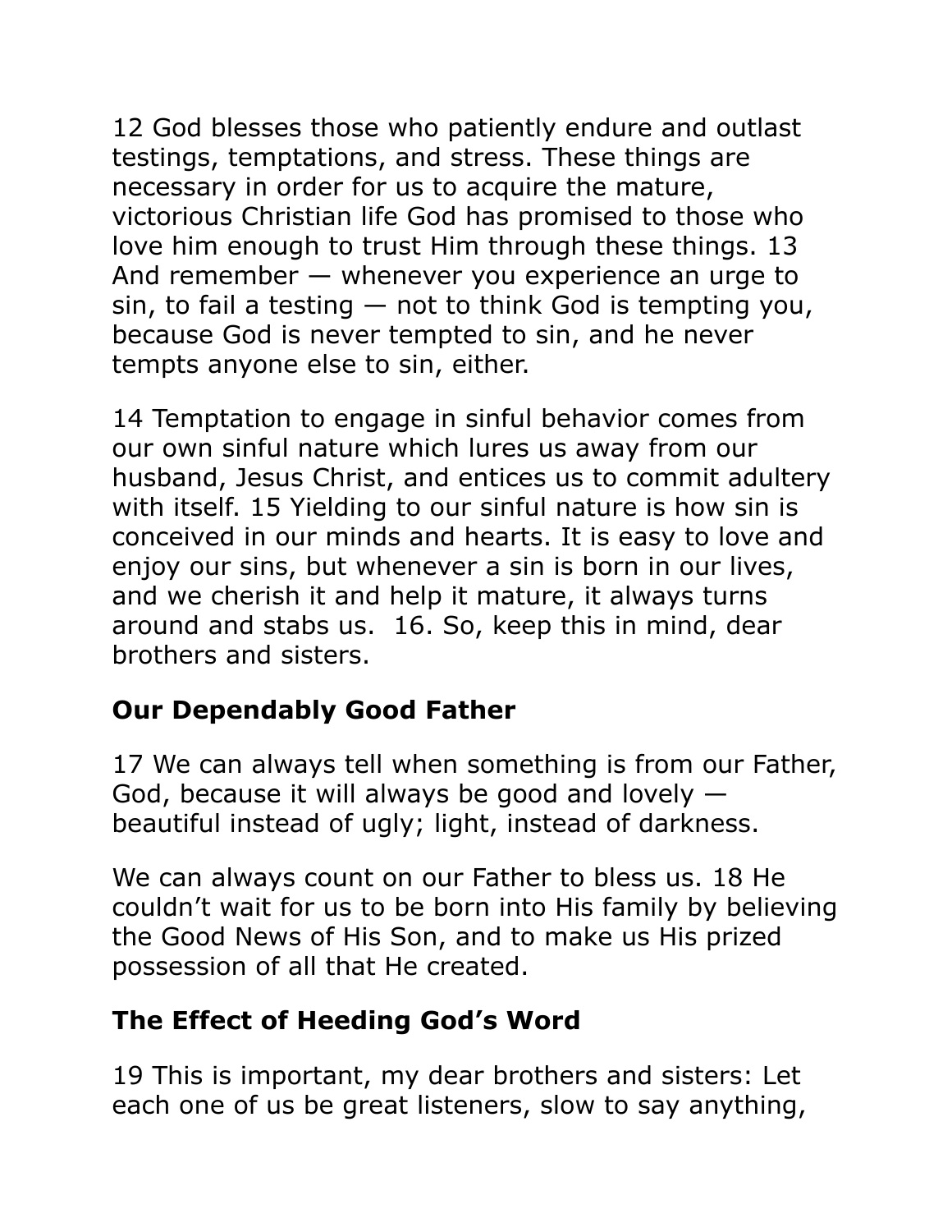12 God blesses those who patiently endure and outlast testings, temptations, and stress. These things are necessary in order for us to acquire the mature, victorious Christian life God has promised to those who love him enough to trust Him through these things. 13 And remember — whenever you experience an urge to sin, to fail a testing — not to think God is tempting you, because God is never tempted to sin, and he never tempts anyone else to sin, either.

14 Temptation to engage in sinful behavior comes from our own sinful nature which lures us away from our husband, Jesus Christ, and entices us to commit adultery with itself. 15 Yielding to our sinful nature is how sin is conceived in our minds and hearts. It is easy to love and enjoy our sins, but whenever a sin is born in our lives, and we cherish it and help it mature, it always turns around and stabs us.  16. So, keep this in mind, dear brothers and sisters.

**Our Dependably Good Father**

17 We can always tell when something is from our Father, God, because it will always be good and lovely — beautiful instead of ugly; light, instead of darkness.

We can always count on our Father to bless us. 18 He couldn't wait for us to be born into His family by believing the Good News of His Son, and to make us His prized possession of all that He created.

**The Effect of Heeding God's Word**

19 This is important, my dear brothers and sisters: Let each one of us be great listeners, slow to say anything,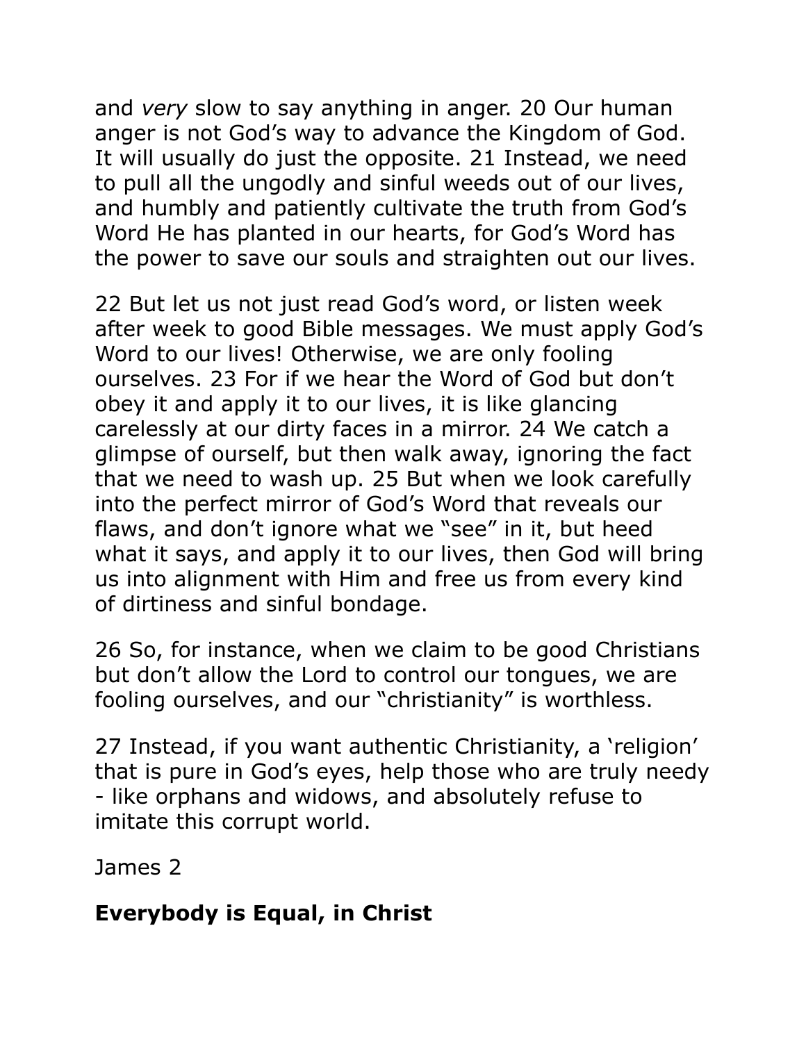and *very* slow to say anything in anger. 20 Our human anger is not God's way to advance the Kingdom of God. It will usually do just the opposite. 21 Instead, we need to pull all the ungodly and sinful weeds out of our lives, and humbly and patiently cultivate the truth from God's Word He has planted in our hearts, for God's Word has the power to save our souls and straighten out our lives.

22 But let us not just read God's word, or listen week after week to good Bible messages. We must apply God's Word to our lives! Otherwise, we are only fooling ourselves. 23 For if we hear the Word of God but don't obey it and apply it to our lives, it is like glancing carelessly at our dirty faces in a mirror. 24 We catch a glimpse of ourself, but then walk away, ignoring the fact that we need to wash up. 25 But when we look carefully into the perfect mirror of God's Word that reveals our flaws, and don't ignore what we "see" in it, but heed what it says, and apply it to our lives, then God will bring us into alignment with Him and free us from every kind of dirtiness and sinful bondage.

26 So, for instance, when we claim to be good Christians but don't allow the Lord to control our tongues, we are fooling ourselves, and our "christianity" is worthless.

27 Instead, if you want authentic Christianity, a 'religion' that is pure in God's eyes, help those who are truly needy - like orphans and widows, and absolutely refuse to imitate this corrupt world.

James 2

## Everybody is Equal, in Christ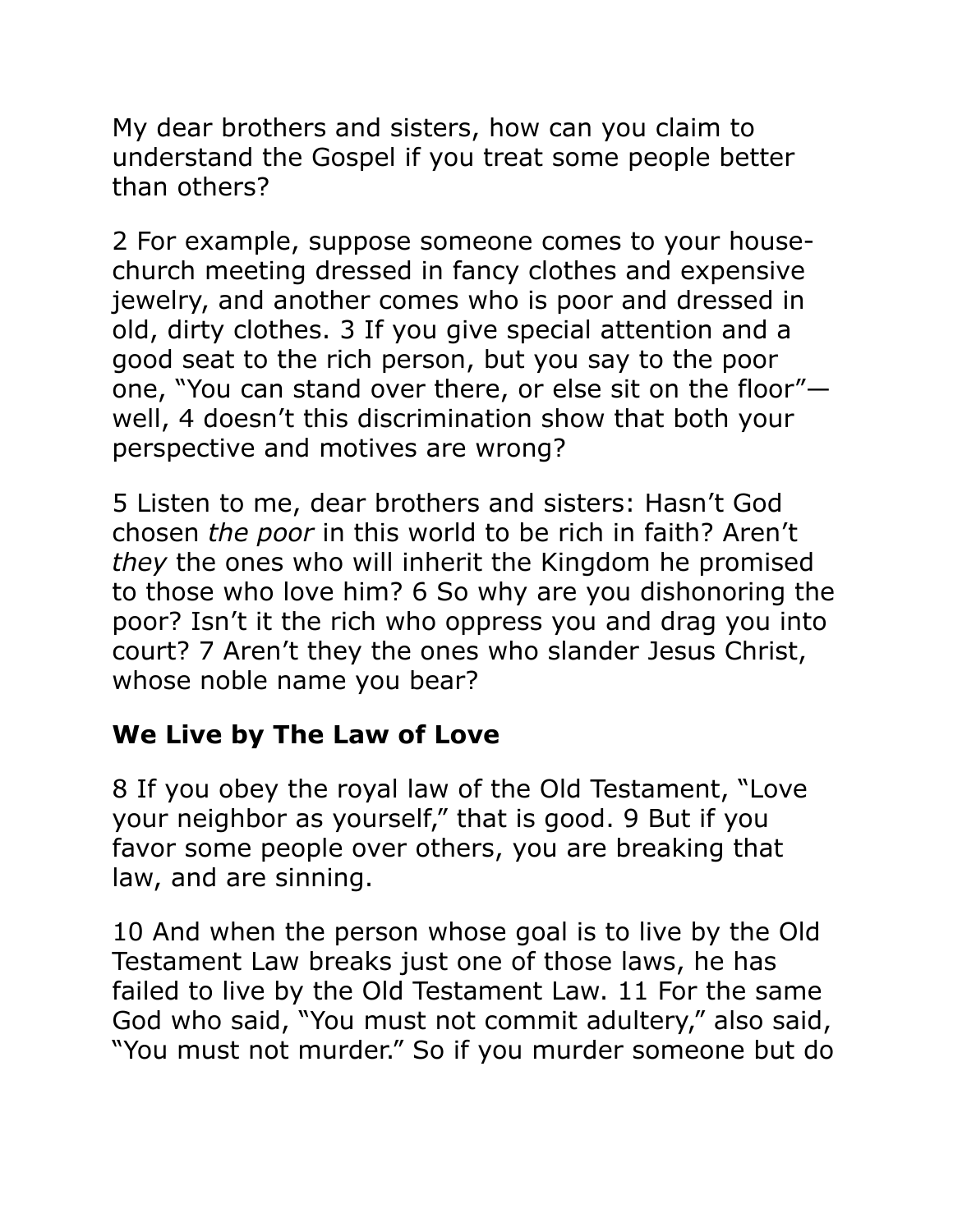My dear brothers and sisters, how can you claim to understand the Gospel if you treat some people better than others?

2 For example, suppose someone comes to your house-church meeting dressed in fancy clothes and expensive jewelry, and another comes who is poor and dressed in old, dirty clothes. 3 If you give special attention and a good seat to the rich person, but you say to the poor one, "You can stand over there, or else sit on the floor"—well, 4 doesn't this discrimination show that both your perspective and motives are wrong?

5 Listen to me, dear brothers and sisters: Hasn't God chosen *the poor* in this world to be rich in faith? Aren't *they* the ones who will inherit the Kingdom he promised to those who love him? 6 So why are you dishonoring the poor? Isn't it the rich who oppress you and drag you into court? 7 Aren't they the ones who slander Jesus Christ, whose noble name you bear?

## We Live by The Law of Love

8 If you obey the royal law of the Old Testament, "Love your neighbor as yourself," that is good. 9 But if you favor some people over others, you are breaking that law, and are sinning.

10 And when the person whose goal is to live by the Old Testament Law breaks just one of those laws, he has failed to live by the Old Testament Law. 11 For the same God who said, "You must not commit adultery," also said, "You must not murder." So if you murder someone but do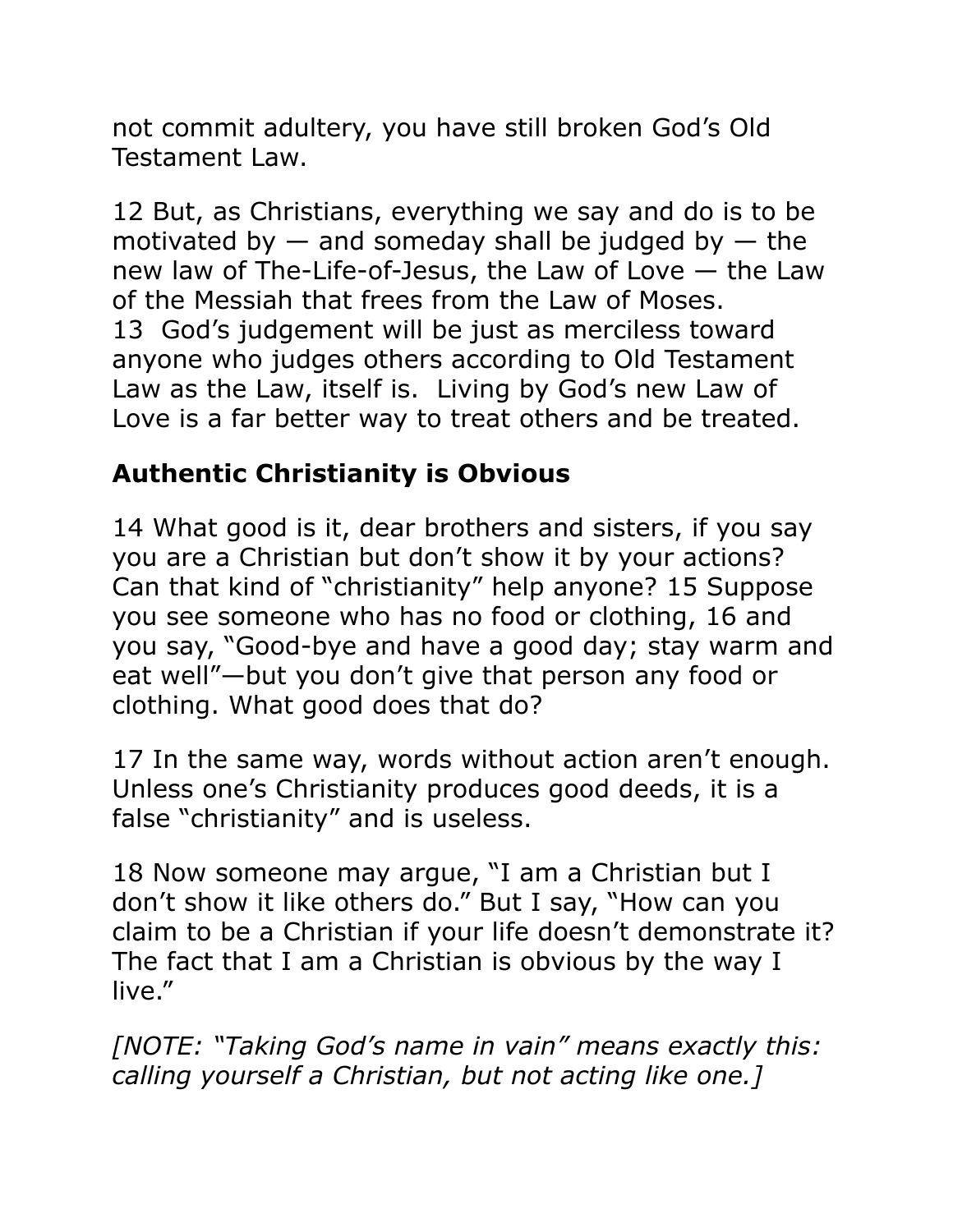not commit adultery, you have still broken God's Old Testament Law.

12 But, as Christians, everything we say and do is to be motivated by — and someday shall be judged by — the new law of The-Life-of-Jesus, the Law of Love — the Law of the Messiah that frees from the Law of Moses.
13 God's judgement will be just as merciless toward anyone who judges others according to Old Testament Law as the Law, itself is. Living by God's new Law of Love is a far better way to treat others and be treated.

## Authentic Christianity is Obvious

14 What good is it, dear brothers and sisters, if you say you are a Christian but don't show it by your actions? Can that kind of "christianity" help anyone? 15 Suppose you see someone who has no food or clothing, 16 and you say, "Good-bye and have a good day; stay warm and eat well"—but you don't give that person any food or clothing. What good does that do?

17 In the same way, words without action aren't enough. Unless one's Christianity produces good deeds, it is a false "christianity" and is useless.

18 Now someone may argue, "I am a Christian but I don't show it like others do." But I say, "How can you claim to be a Christian if your life doesn't demonstrate it? The fact that I am a Christian is obvious by the way I live."

*[NOTE: "Taking God's name in vain" means exactly this: calling yourself a Christian, but not acting like one.]*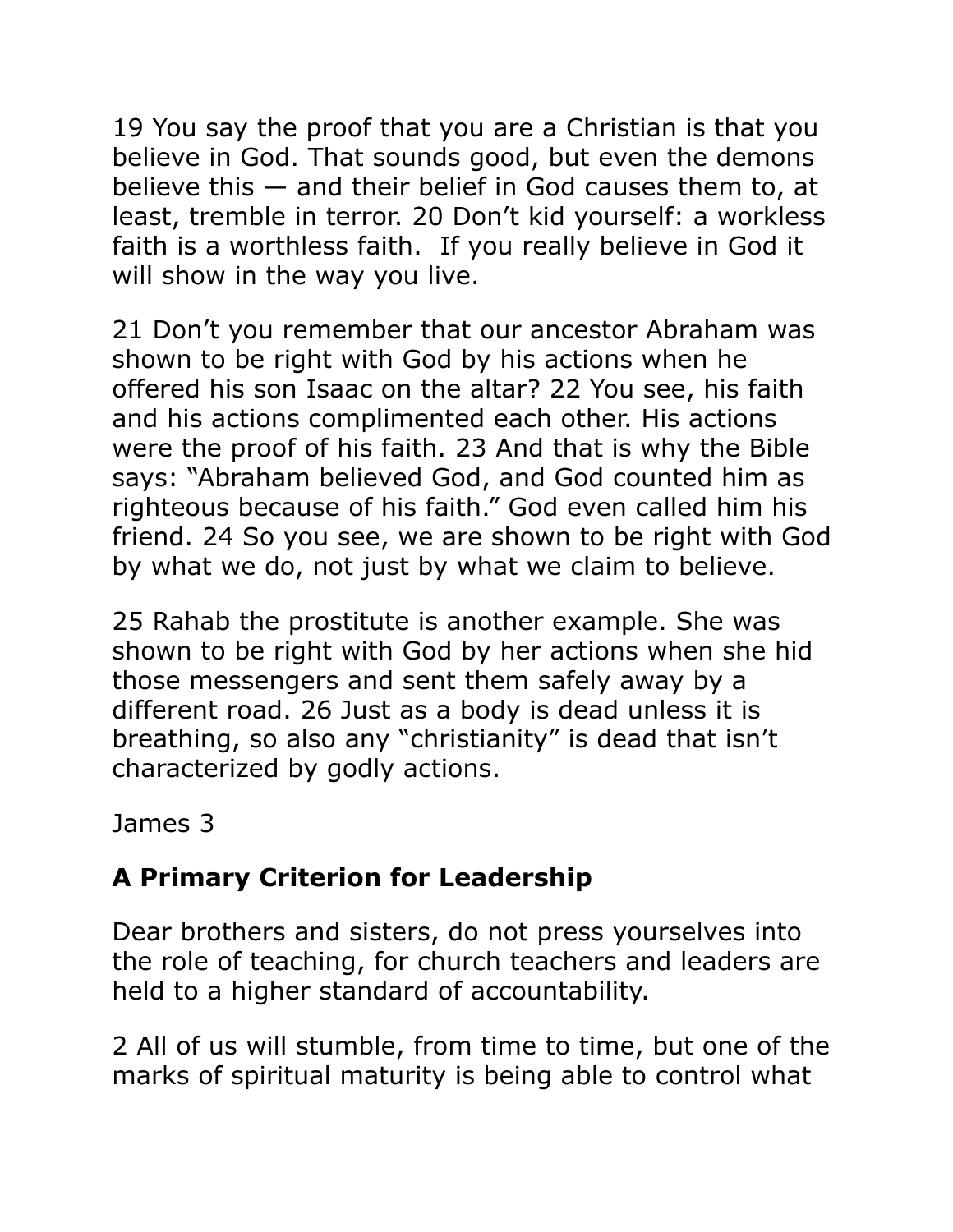19 You say the proof that you are a Christian is that you believe in God. That sounds good, but even the demons believe this — and their belief in God causes them to, at least, tremble in terror. 20 Don't kid yourself: a workless faith is a worthless faith.  If you really believe in God it will show in the way you live.

21 Don't you remember that our ancestor Abraham was shown to be right with God by his actions when he offered his son Isaac on the altar? 22 You see, his faith and his actions complimented each other. His actions were the proof of his faith. 23 And that is why the Bible says: "Abraham believed God, and God counted him as righteous because of his faith." God even called him his friend. 24 So you see, we are shown to be right with God by what we do, not just by what we claim to believe.

25 Rahab the prostitute is another example. She was shown to be right with God by her actions when she hid those messengers and sent them safely away by a different road. 26 Just as a body is dead unless it is breathing, so also any "christianity" is dead that isn't characterized by godly actions.

James 3

## A Primary Criterion for Leadership

Dear brothers and sisters, do not press yourselves into the role of teaching, for church teachers and leaders are held to a higher standard of accountability.

2 All of us will stumble, from time to time, but one of the marks of spiritual maturity is being able to control what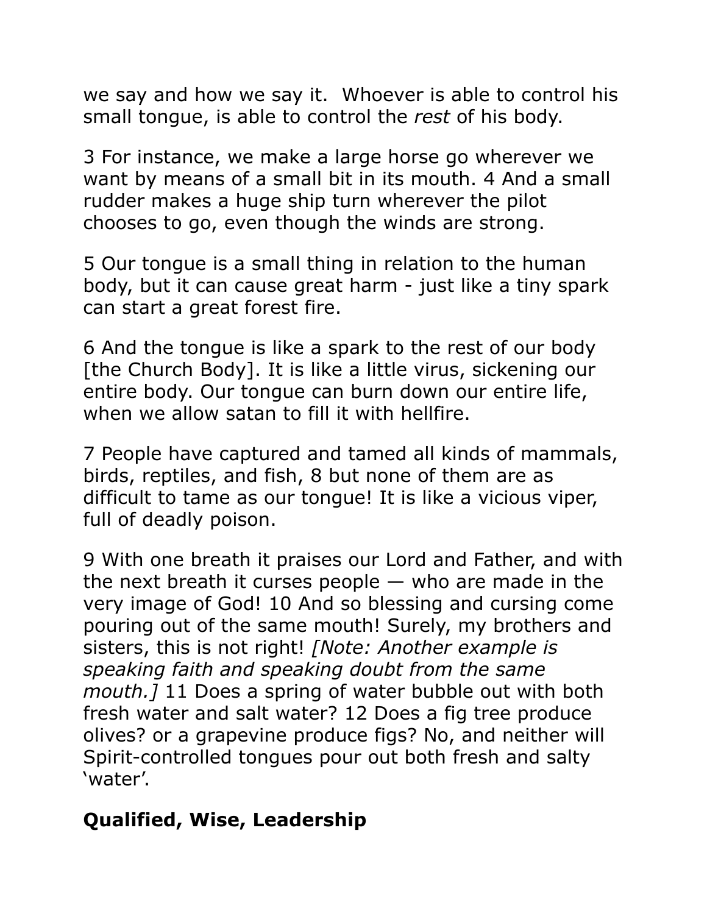we say and how we say it.  Whoever is able to control his small tongue, is able to control the *rest* of his body.

3 For instance, we make a large horse go wherever we want by means of a small bit in its mouth. 4 And a small rudder makes a huge ship turn wherever the pilot chooses to go, even though the winds are strong.

5 Our tongue is a small thing in relation to the human body, but it can cause great harm - just like a tiny spark can start a great forest fire.

6 And the tongue is like a spark to the rest of our body [the Church Body]. It is like a little virus, sickening our entire body. Our tongue can burn down our entire life, when we allow satan to fill it with hellfire.

7 People have captured and tamed all kinds of mammals, birds, reptiles, and fish, 8 but none of them are as difficult to tame as our tongue! It is like a vicious viper, full of deadly poison.

9 With one breath it praises our Lord and Father, and with the next breath it curses people — who are made in the very image of God! 10 And so blessing and cursing come pouring out of the same mouth! Surely, my brothers and sisters, this is not right! *[Note: Another example is speaking faith and speaking doubt from the same mouth.]* 11 Does a spring of water bubble out with both fresh water and salt water? 12 Does a fig tree produce olives? or a grapevine produce figs? No, and neither will Spirit-controlled tongues pour out both fresh and salty 'water'.

## Qualified, Wise, Leadership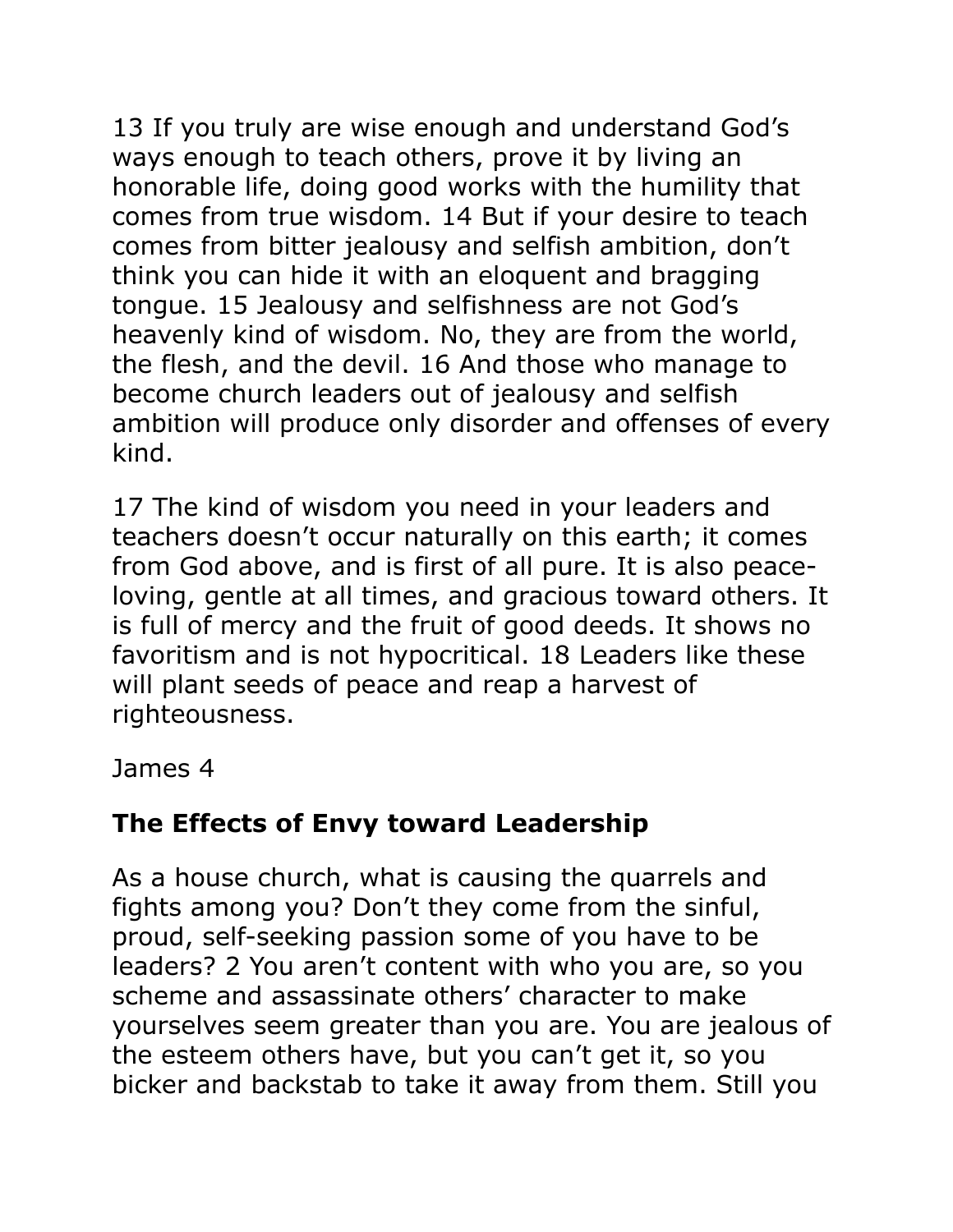13 If you truly are wise enough and understand God's ways enough to teach others, prove it by living an honorable life, doing good works with the humility that comes from true wisdom. 14 But if your desire to teach comes from bitter jealousy and selfish ambition, don't think you can hide it with an eloquent and bragging tongue. 15 Jealousy and selfishness are not God's heavenly kind of wisdom. No, they are from the world, the flesh, and the devil. 16 And those who manage to become church leaders out of jealousy and selfish ambition will produce only disorder and offenses of every kind.

17 The kind of wisdom you need in your leaders and teachers doesn't occur naturally on this earth; it comes from God above, and is first of all pure. It is also peace-loving, gentle at all times, and gracious toward others. It is full of mercy and the fruit of good deeds. It shows no favoritism and is not hypocritical. 18 Leaders like these will plant seeds of peace and reap a harvest of righteousness.

James 4

## The Effects of Envy toward Leadership

As a house church, what is causing the quarrels and fights among you? Don't they come from the sinful, proud, self-seeking passion some of you have to be leaders? 2 You aren't content with who you are, so you scheme and assassinate others' character to make yourselves seem greater than you are. You are jealous of the esteem others have, but you can't get it, so you bicker and backstab to take it away from them. Still you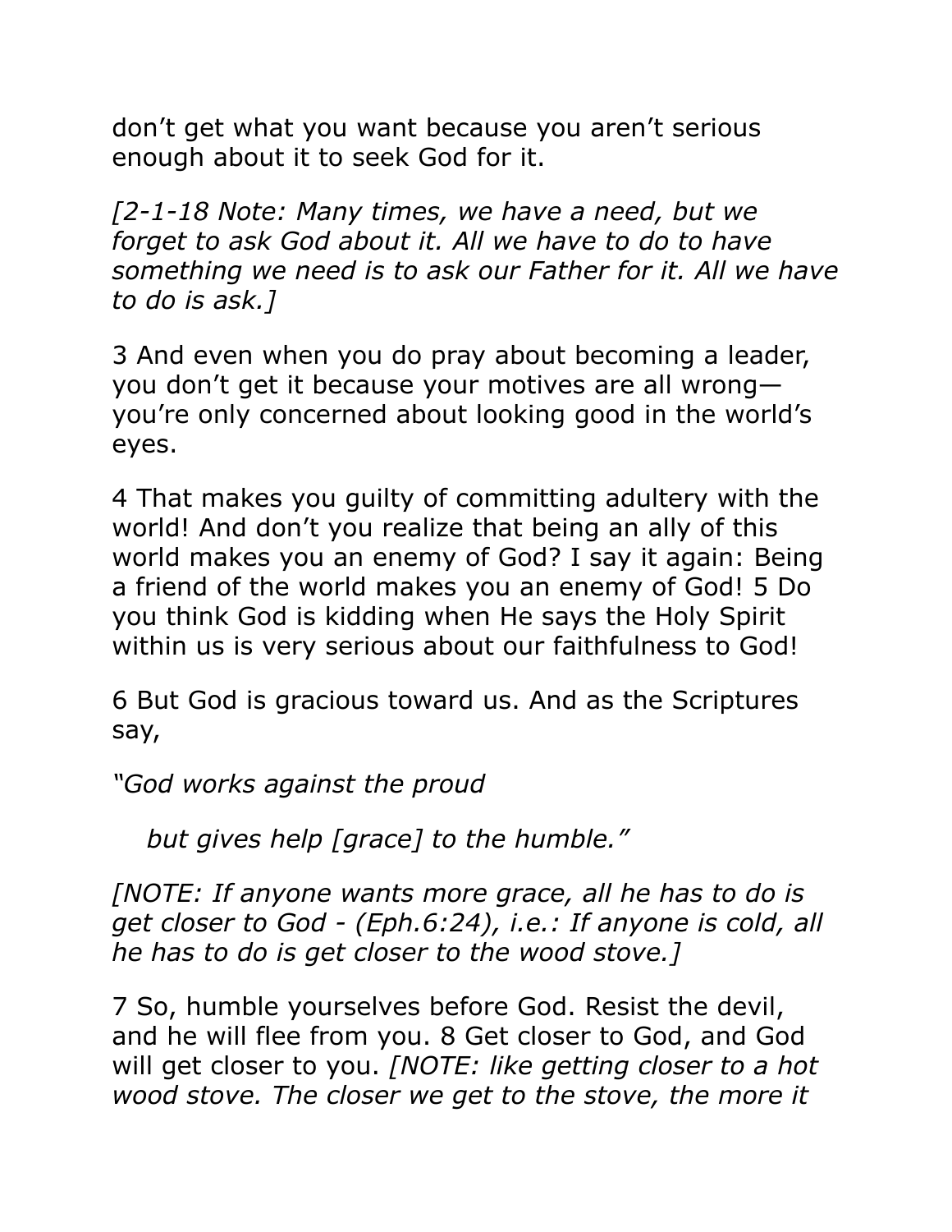don’t get what you want because you aren’t serious enough about it to seek God for it.

*[2-1-18 Note: Many times, we have a need, but we forget to ask God about it. All we have to do to have something we need is to ask our Father for it. All we have to do is ask.]*

3 And even when you do pray about becoming a leader, you don’t get it because your motives are all wrong—you’re only concerned about looking good in the world’s eyes.

4 That makes you guilty of committing adultery with the world! And don’t you realize that being an ally of this world makes you an enemy of God? I say it again: Being a friend of the world makes you an enemy of God! 5 Do you think God is kidding when He says the Holy Spirit within us is very serious about our faithfulness to God!

6 But God is gracious toward us. And as the Scriptures say,

*“God works against the proud*

*but gives help [grace] to the humble.”*

*[NOTE: If anyone wants more grace, all he has to do is get closer to God - (Eph.6:24), i.e.: If anyone is cold, all he has to do is get closer to the wood stove.]*

7 So, humble yourselves before God. Resist the devil, and he will flee from you. 8 Get closer to God, and God will get closer to you. *[NOTE: like getting closer to a hot wood stove. The closer we get to the stove, the more it*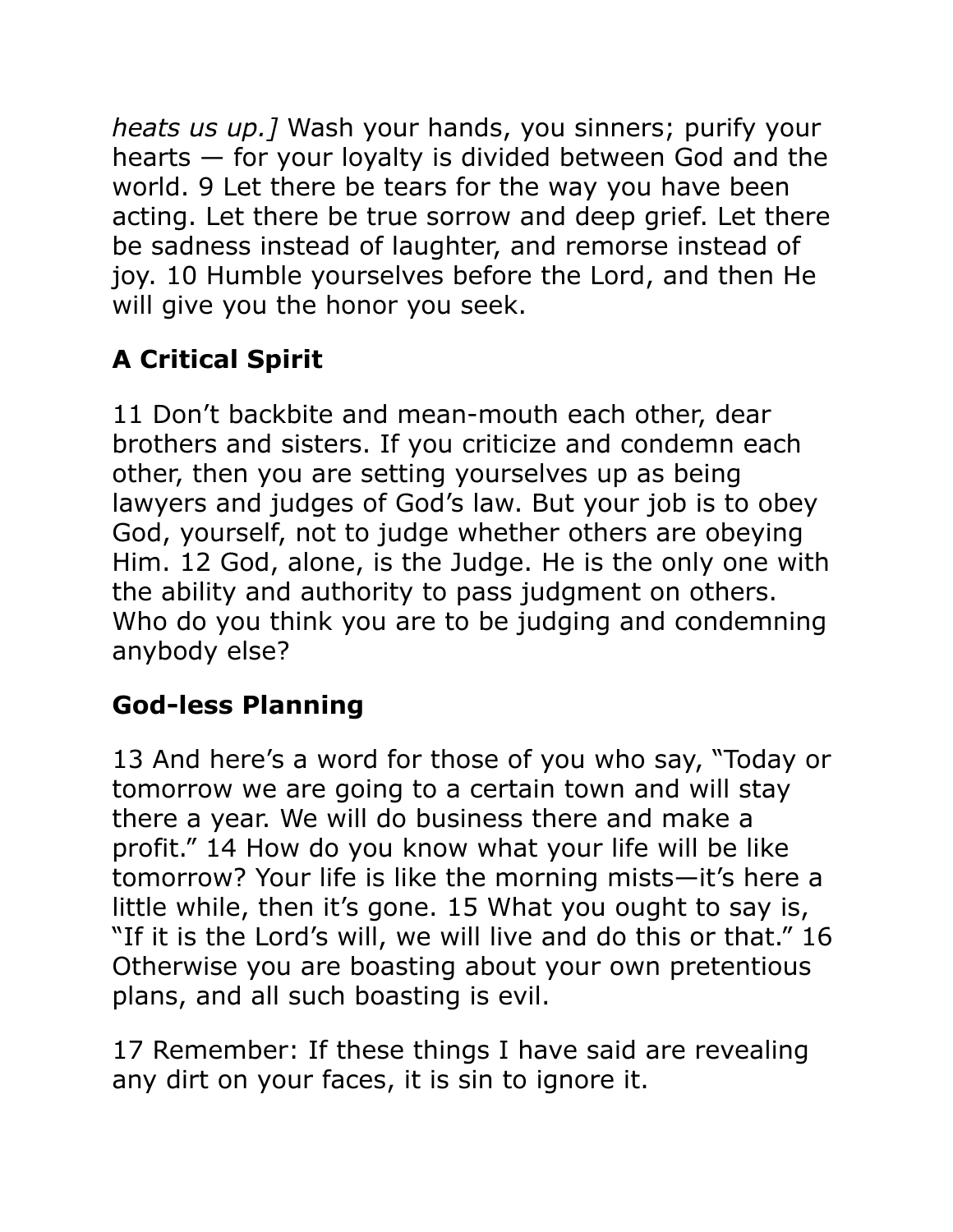*heats us up.]* Wash your hands, you sinners; purify your hearts — for your loyalty is divided between God and the world. 9 Let there be tears for the way you have been acting. Let there be true sorrow and deep grief. Let there be sadness instead of laughter, and remorse instead of joy. 10 Humble yourselves before the Lord, and then He will give you the honor you seek.

## A Critical Spirit

11 Don't backbite and mean-mouth each other, dear brothers and sisters. If you criticize and condemn each other, then you are setting yourselves up as being lawyers and judges of God's law. But your job is to obey God, yourself, not to judge whether others are obeying Him. 12 God, alone, is the Judge. He is the only one with the ability and authority to pass judgment on others. Who do you think you are to be judging and condemning anybody else?

## God-less Planning

13 And here's a word for those of you who say, "Today or tomorrow we are going to a certain town and will stay there a year. We will do business there and make a profit." 14 How do you know what your life will be like tomorrow? Your life is like the morning mists—it's here a little while, then it's gone. 15 What you ought to say is, "If it is the Lord's will, we will live and do this or that." 16 Otherwise you are boasting about your own pretentious plans, and all such boasting is evil.

17 Remember: If these things I have said are revealing any dirt on your faces, it is sin to ignore it.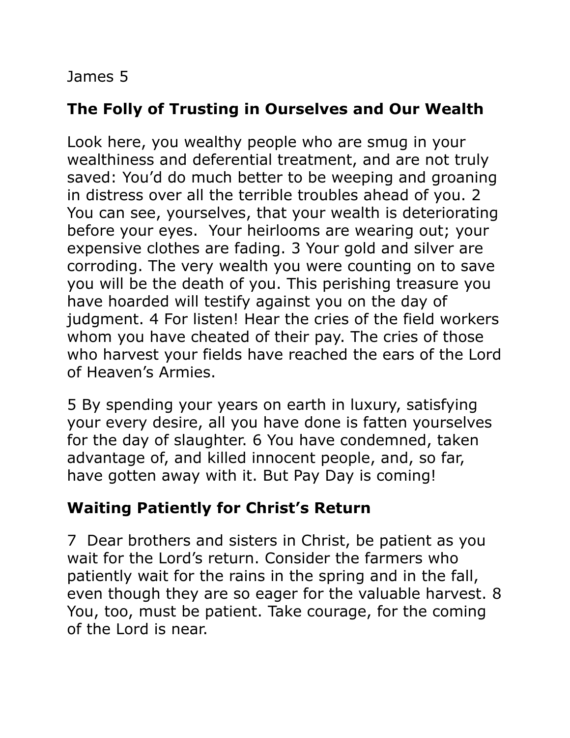James 5

## The Folly of Trusting in Ourselves and Our Wealth

Look here, you wealthy people who are smug in your wealthiness and deferential treatment, and are not truly saved: You'd do much better to be weeping and groaning in distress over all the terrible troubles ahead of you. 2 You can see, yourselves, that your wealth is deteriorating before your eyes. Your heirlooms are wearing out; your expensive clothes are fading. 3 Your gold and silver are corroding. The very wealth you were counting on to save you will be the death of you. This perishing treasure you have hoarded will testify against you on the day of judgment. 4 For listen! Hear the cries of the field workers whom you have cheated of their pay. The cries of those who harvest your fields have reached the ears of the Lord of Heaven's Armies.

5 By spending your years on earth in luxury, satisfying your every desire, all you have done is fatten yourselves for the day of slaughter. 6 You have condemned, taken advantage of, and killed innocent people, and, so far, have gotten away with it. But Pay Day is coming!

## Waiting Patiently for Christ's Return

7 Dear brothers and sisters in Christ, be patient as you wait for the Lord's return. Consider the farmers who patiently wait for the rains in the spring and in the fall, even though they are so eager for the valuable harvest. 8 You, too, must be patient. Take courage, for the coming of the Lord is near.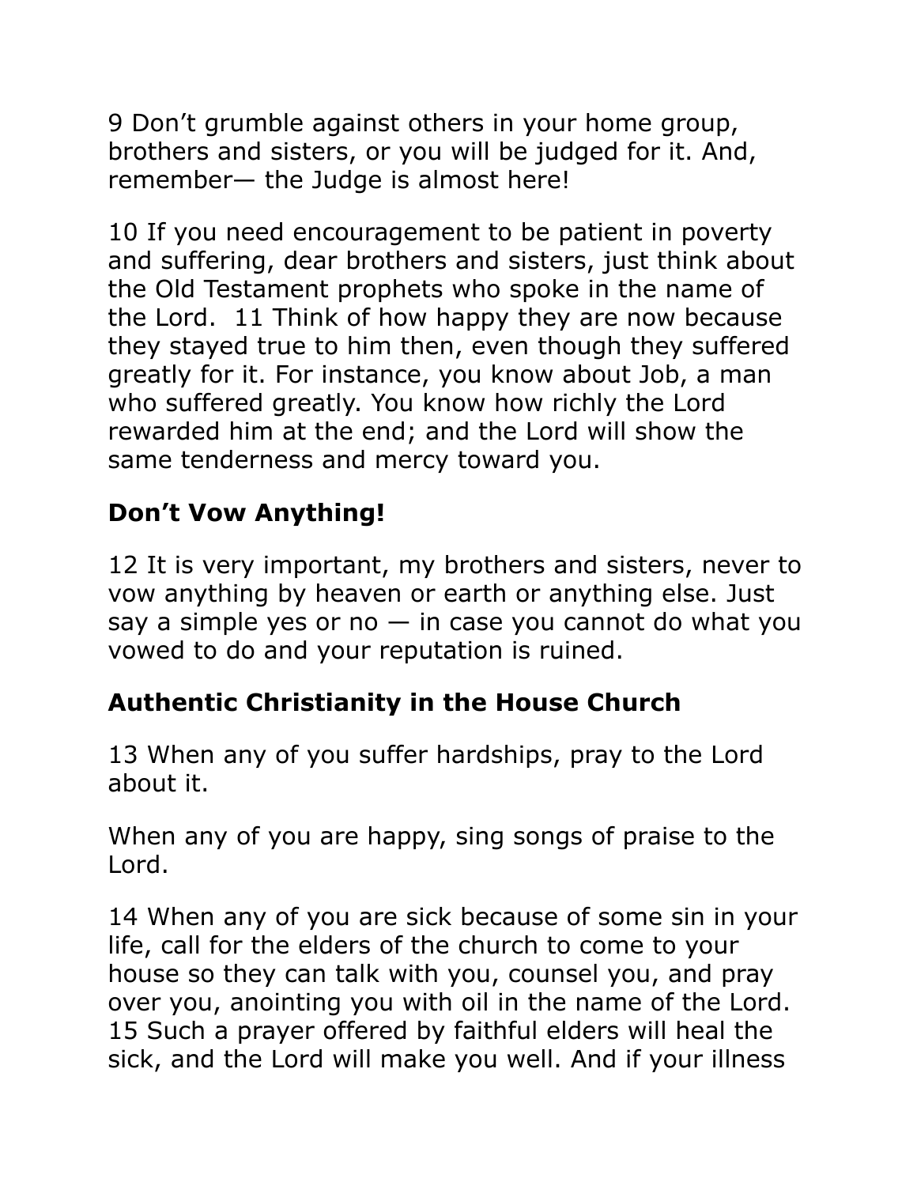9 Don’t grumble against others in your home group, brothers and sisters, or you will be judged for it. And, remember— the Judge is almost here!

10 If you need encouragement to be patient in poverty and suffering, dear brothers and sisters, just think about the Old Testament prophets who spoke in the name of the Lord.  11 Think of how happy they are now because they stayed true to him then, even though they suffered greatly for it. For instance, you know about Job, a man who suffered greatly. You know how richly the Lord rewarded him at the end; and the Lord will show the same tenderness and mercy toward you.

## Don’t Vow Anything!

12 It is very important, my brothers and sisters, never to vow anything by heaven or earth or anything else. Just say a simple yes or no — in case you cannot do what you vowed to do and your reputation is ruined.

## Authentic Christianity in the House Church

13 When any of you suffer hardships, pray to the Lord about it.

When any of you are happy, sing songs of praise to the Lord.

14 When any of you are sick because of some sin in your life, call for the elders of the church to come to your house so they can talk with you, counsel you, and pray over you, anointing you with oil in the name of the Lord. 15 Such a prayer offered by faithful elders will heal the sick, and the Lord will make you well. And if your illness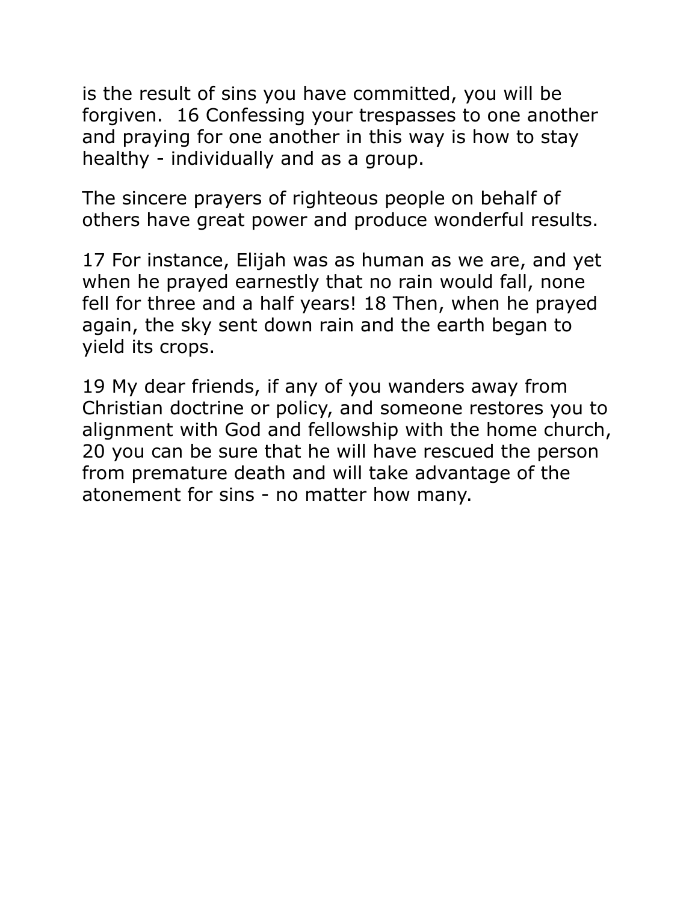is the result of sins you have committed, you will be forgiven. 16 Confessing your trespasses to one another and praying for one another in this way is how to stay healthy - individually and as a group.

The sincere prayers of righteous people on behalf of others have great power and produce wonderful results.

17 For instance, Elijah was as human as we are, and yet when he prayed earnestly that no rain would fall, none fell for three and a half years! 18 Then, when he prayed again, the sky sent down rain and the earth began to yield its crops.

19 My dear friends, if any of you wanders away from Christian doctrine or policy, and someone restores you to alignment with God and fellowship with the home church, 20 you can be sure that he will have rescued the person from premature death and will take advantage of the atonement for sins - no matter how many.